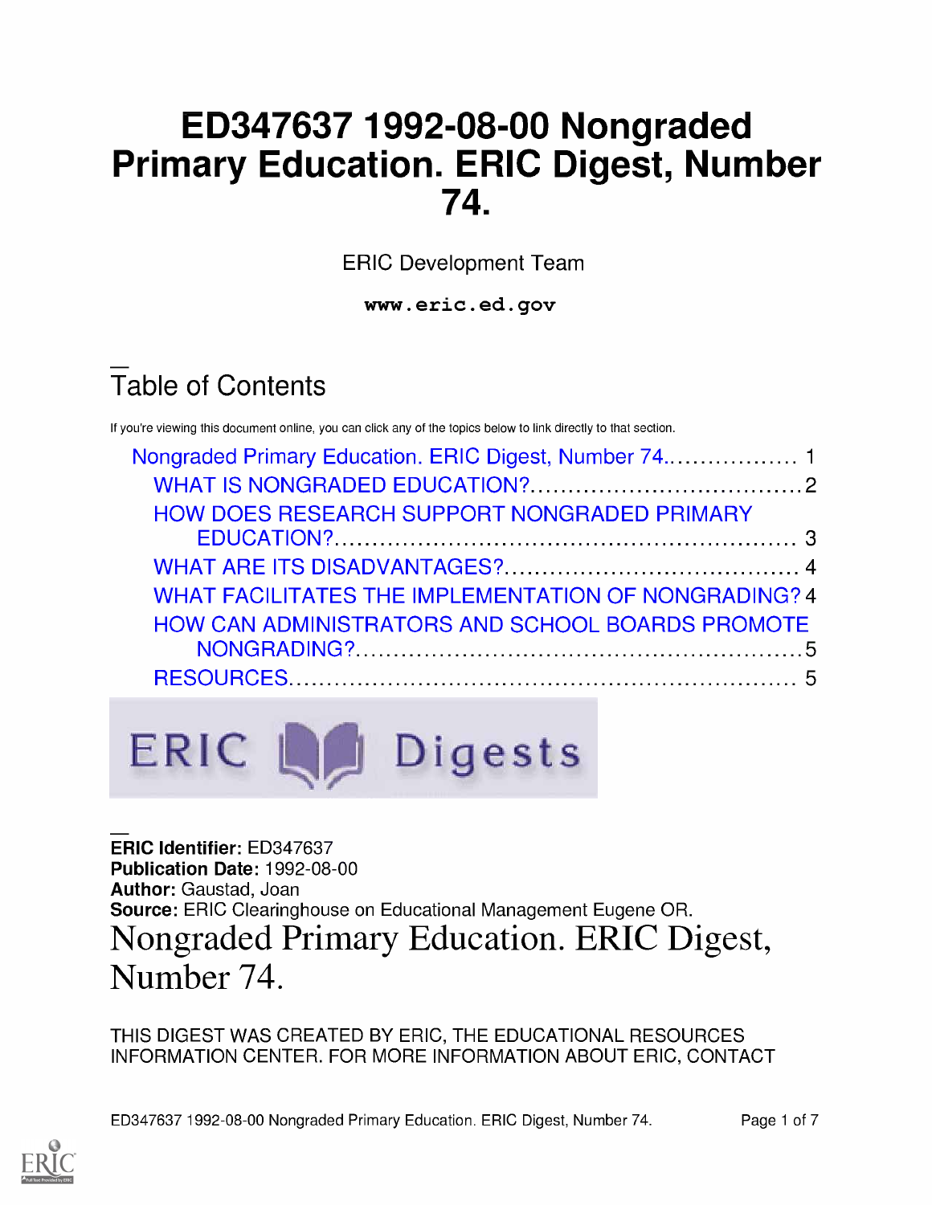# ED347637 1992-08-00 Nongraded Primary Education. ERIC Digest, Number 74.

ERIC Development Team

**www.eric.ed.gov**

## Table of Contents

If you're viewing this document online, you can click any of the topics below to link directly to that section.

- Nongraded Primary Education. ERIC Digest, Number 74.................. 1
  - WHAT IS NONGRADED EDUCATION?.................................... 2
  - HOW DOES RESEARCH SUPPORT NONGRADED PRIMARY EDUCATION?............................................................ 3
  - WHAT ARE ITS DISADVANTAGES?...................................... 4
  - WHAT FACILITATES THE IMPLEMENTATION OF NONGRADING? 4
  - HOW CAN ADMINISTRATORS AND SCHOOL BOARDS PROMOTE NONGRADING?.......................................................... 5
  - RESOURCES................................................................. 5

**ERIC Identifier:** ED347637
**Publication Date:** 1992-08-00
**Author:** Gaustad, Joan
**Source:** ERIC Clearinghouse on Educational Management Eugene OR.

# Nongraded Primary Education. ERIC Digest, Number 74.

THIS DIGEST WAS CREATED BY ERIC, THE EDUCATIONAL RESOURCES INFORMATION CENTER. FOR MORE INFORMATION ABOUT ERIC, CONTACT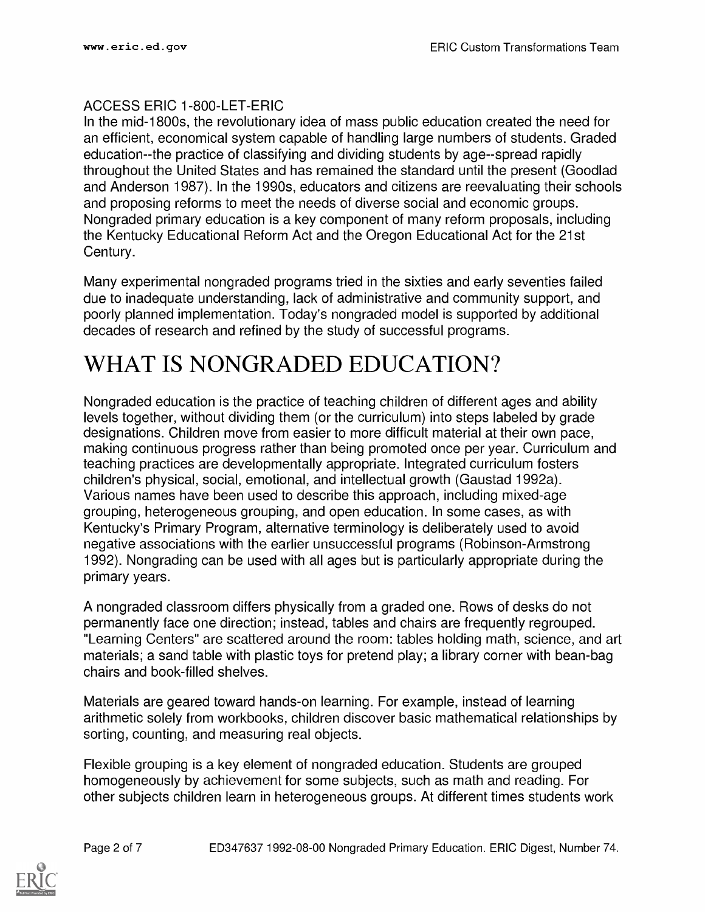ACCESS ERIC 1-800-LET-ERIC

In the mid-1800s, the revolutionary idea of mass public education created the need for an efficient, economical system capable of handling large numbers of students. Graded education--the practice of classifying and dividing students by age--spread rapidly throughout the United States and has remained the standard until the present (Goodlad and Anderson 1987). In the 1990s, educators and citizens are reevaluating their schools and proposing reforms to meet the needs of diverse social and economic groups. Nongraded primary education is a key component of many reform proposals, including the Kentucky Educational Reform Act and the Oregon Educational Act for the 21st Century.

Many experimental nongraded programs tried in the sixties and early seventies failed due to inadequate understanding, lack of administrative and community support, and poorly planned implementation. Today's nongraded model is supported by additional decades of research and refined by the study of successful programs.

# WHAT IS NONGRADED EDUCATION?

Nongraded education is the practice of teaching children of different ages and ability levels together, without dividing them (or the curriculum) into steps labeled by grade designations. Children move from easier to more difficult material at their own pace, making continuous progress rather than being promoted once per year. Curriculum and teaching practices are developmentally appropriate. Integrated curriculum fosters children's physical, social, emotional, and intellectual growth (Gaustad 1992a). Various names have been used to describe this approach, including mixed-age grouping, heterogeneous grouping, and open education. In some cases, as with Kentucky's Primary Program, alternative terminology is deliberately used to avoid negative associations with the earlier unsuccessful programs (Robinson-Armstrong 1992). Nongrading can be used with all ages but is particularly appropriate during the primary years.

A nongraded classroom differs physically from a graded one. Rows of desks do not permanently face one direction; instead, tables and chairs are frequently regrouped. "Learning Centers" are scattered around the room: tables holding math, science, and art materials; a sand table with plastic toys for pretend play; a library corner with bean-bag chairs and book-filled shelves.

Materials are geared toward hands-on learning. For example, instead of learning arithmetic solely from workbooks, children discover basic mathematical relationships by sorting, counting, and measuring real objects.

Flexible grouping is a key element of nongraded education. Students are grouped homogeneously by achievement for some subjects, such as math and reading. For other subjects children learn in heterogeneous groups. At different times students work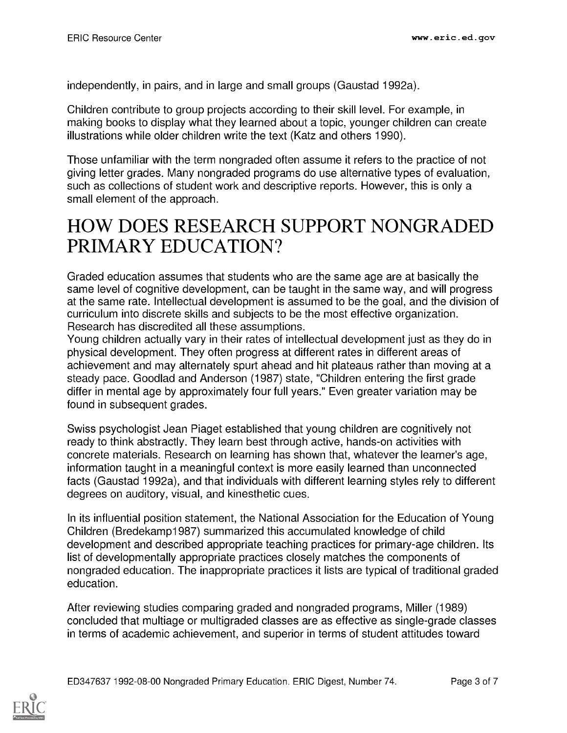independently, in pairs, and in large and small groups (Gaustad 1992a).

Children contribute to group projects according to their skill level. For example, in making books to display what they learned about a topic, younger children can create illustrations while older children write the text (Katz and others 1990).

Those unfamiliar with the term nongraded often assume it refers to the practice of not giving letter grades. Many nongraded programs do use alternative types of evaluation, such as collections of student work and descriptive reports. However, this is only a small element of the approach.

# HOW DOES RESEARCH SUPPORT NONGRADED PRIMARY EDUCATION?

Graded education assumes that students who are the same age are at basically the same level of cognitive development, can be taught in the same way, and will progress at the same rate. Intellectual development is assumed to be the goal, and the division of curriculum into discrete skills and subjects to be the most effective organization. Research has discredited all these assumptions.

Young children actually vary in their rates of intellectual development just as they do in physical development. They often progress at different rates in different areas of achievement and may alternately spurt ahead and hit plateaus rather than moving at a steady pace. Goodlad and Anderson (1987) state, "Children entering the first grade differ in mental age by approximately four full years." Even greater variation may be found in subsequent grades.

Swiss psychologist Jean Piaget established that young children are cognitively not ready to think abstractly. They learn best through active, hands-on activities with concrete materials. Research on learning has shown that, whatever the learner's age, information taught in a meaningful context is more easily learned than unconnected facts (Gaustad 1992a), and that individuals with different learning styles rely to different degrees on auditory, visual, and kinesthetic cues.

In its influential position statement, the National Association for the Education of Young Children (Bredekamp1987) summarized this accumulated knowledge of child development and described appropriate teaching practices for primary-age children. Its list of developmentally appropriate practices closely matches the components of nongraded education. The inappropriate practices it lists are typical of traditional graded education.

After reviewing studies comparing graded and nongraded programs, Miller (1989) concluded that multiage or multigraded classes are as effective as single-grade classes in terms of academic achievement, and superior in terms of student attitudes toward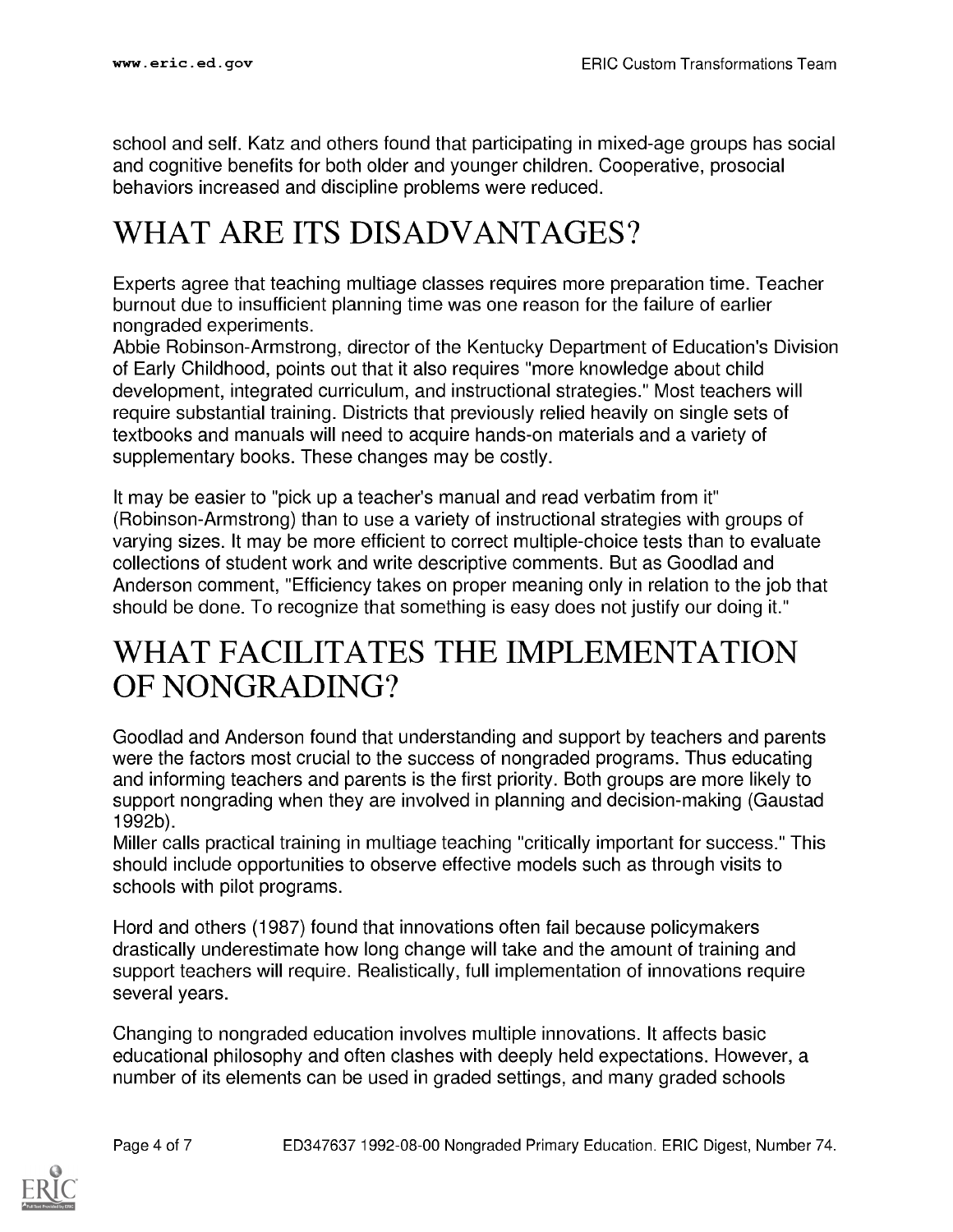school and self. Katz and others found that participating in mixed-age groups has social and cognitive benefits for both older and younger children. Cooperative, prosocial behaviors increased and discipline problems were reduced.

# WHAT ARE ITS DISADVANTAGES?

Experts agree that teaching multiage classes requires more preparation time. Teacher burnout due to insufficient planning time was one reason for the failure of earlier nongraded experiments.
Abbie Robinson-Armstrong, director of the Kentucky Department of Education's Division of Early Childhood, points out that it also requires "more knowledge about child development, integrated curriculum, and instructional strategies." Most teachers will require substantial training. Districts that previously relied heavily on single sets of textbooks and manuals will need to acquire hands-on materials and a variety of supplementary books. These changes may be costly.

It may be easier to "pick up a teacher's manual and read verbatim from it" (Robinson-Armstrong) than to use a variety of instructional strategies with groups of varying sizes. It may be more efficient to correct multiple-choice tests than to evaluate collections of student work and write descriptive comments. But as Goodlad and Anderson comment, "Efficiency takes on proper meaning only in relation to the job that should be done. To recognize that something is easy does not justify our doing it."

# WHAT FACILITATES THE IMPLEMENTATION OF NONGRADING?

Goodlad and Anderson found that understanding and support by teachers and parents were the factors most crucial to the success of nongraded programs. Thus educating and informing teachers and parents is the first priority. Both groups are more likely to support nongrading when they are involved in planning and decision-making (Gaustad 1992b).
Miller calls practical training in multiage teaching "critically important for success." This should include opportunities to observe effective models such as through visits to schools with pilot programs.

Hord and others (1987) found that innovations often fail because policymakers drastically underestimate how long change will take and the amount of training and support teachers will require. Realistically, full implementation of innovations require several years.

Changing to nongraded education involves multiple innovations. It affects basic educational philosophy and often clashes with deeply held expectations. However, a number of its elements can be used in graded settings, and many graded schools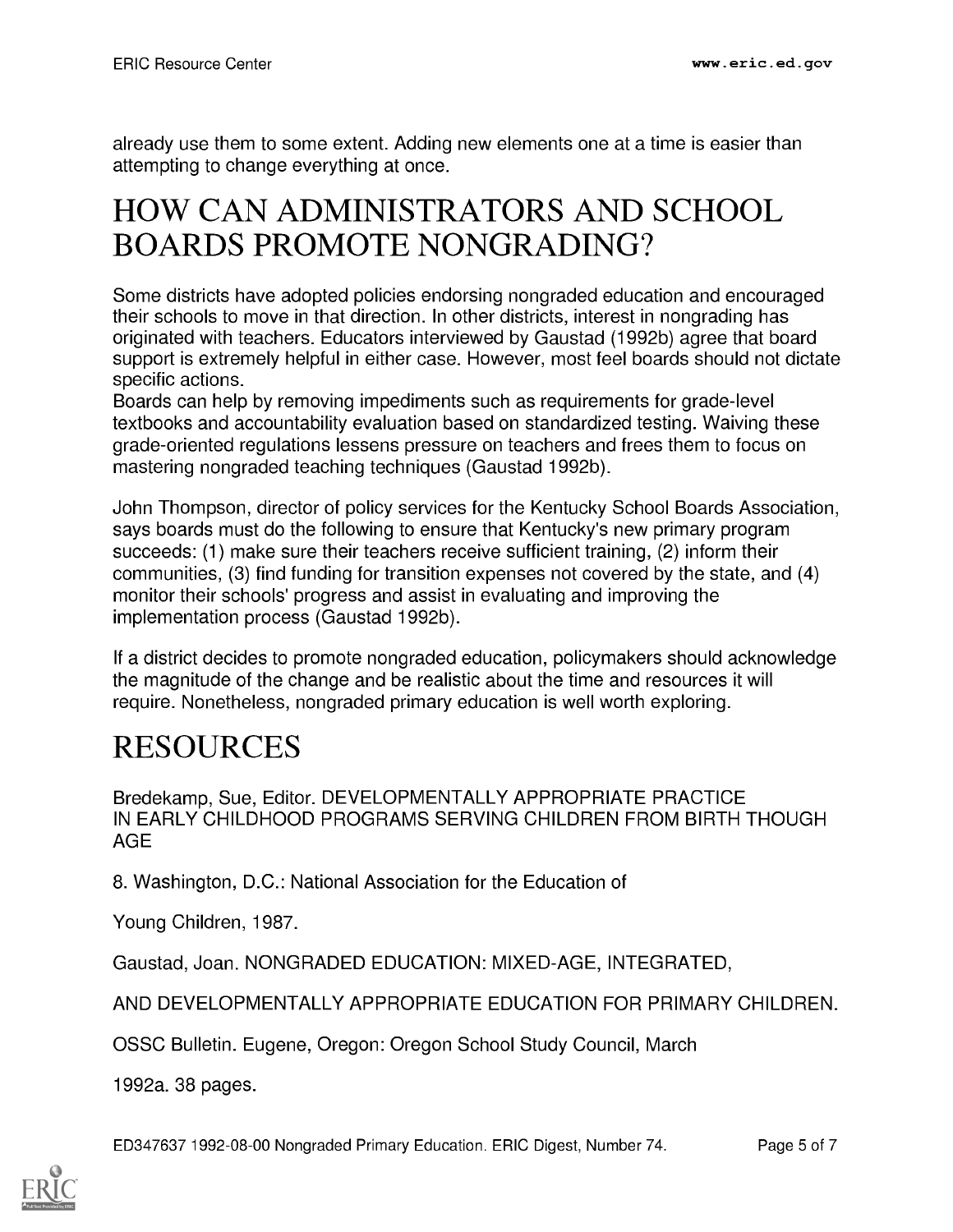already use them to some extent. Adding new elements one at a time is easier than attempting to change everything at once.

# HOW CAN ADMINISTRATORS AND SCHOOL BOARDS PROMOTE NONGRADING?

Some districts have adopted policies endorsing nongraded education and encouraged their schools to move in that direction. In other districts, interest in nongrading has originated with teachers. Educators interviewed by Gaustad (1992b) agree that board support is extremely helpful in either case. However, most feel boards should not dictate specific actions.
Boards can help by removing impediments such as requirements for grade-level textbooks and accountability evaluation based on standardized testing. Waiving these grade-oriented regulations lessens pressure on teachers and frees them to focus on mastering nongraded teaching techniques (Gaustad 1992b).

John Thompson, director of policy services for the Kentucky School Boards Association, says boards must do the following to ensure that Kentucky's new primary program succeeds: (1) make sure their teachers receive sufficient training, (2) inform their communities, (3) find funding for transition expenses not covered by the state, and (4) monitor their schools' progress and assist in evaluating and improving the implementation process (Gaustad 1992b).

If a district decides to promote nongraded education, policymakers should acknowledge the magnitude of the change and be realistic about the time and resources it will require. Nonetheless, nongraded primary education is well worth exploring.

# RESOURCES

Bredekamp, Sue, Editor. DEVELOPMENTALLY APPROPRIATE PRACTICE IN EARLY CHILDHOOD PROGRAMS SERVING CHILDREN FROM BIRTH THOUGH AGE

8. Washington, D.C.: National Association for the Education of

Young Children, 1987.

Gaustad, Joan. NONGRADED EDUCATION: MIXED-AGE, INTEGRATED,

AND DEVELOPMENTALLY APPROPRIATE EDUCATION FOR PRIMARY CHILDREN.

OSSC Bulletin. Eugene, Oregon: Oregon School Study Council, March

1992a. 38 pages.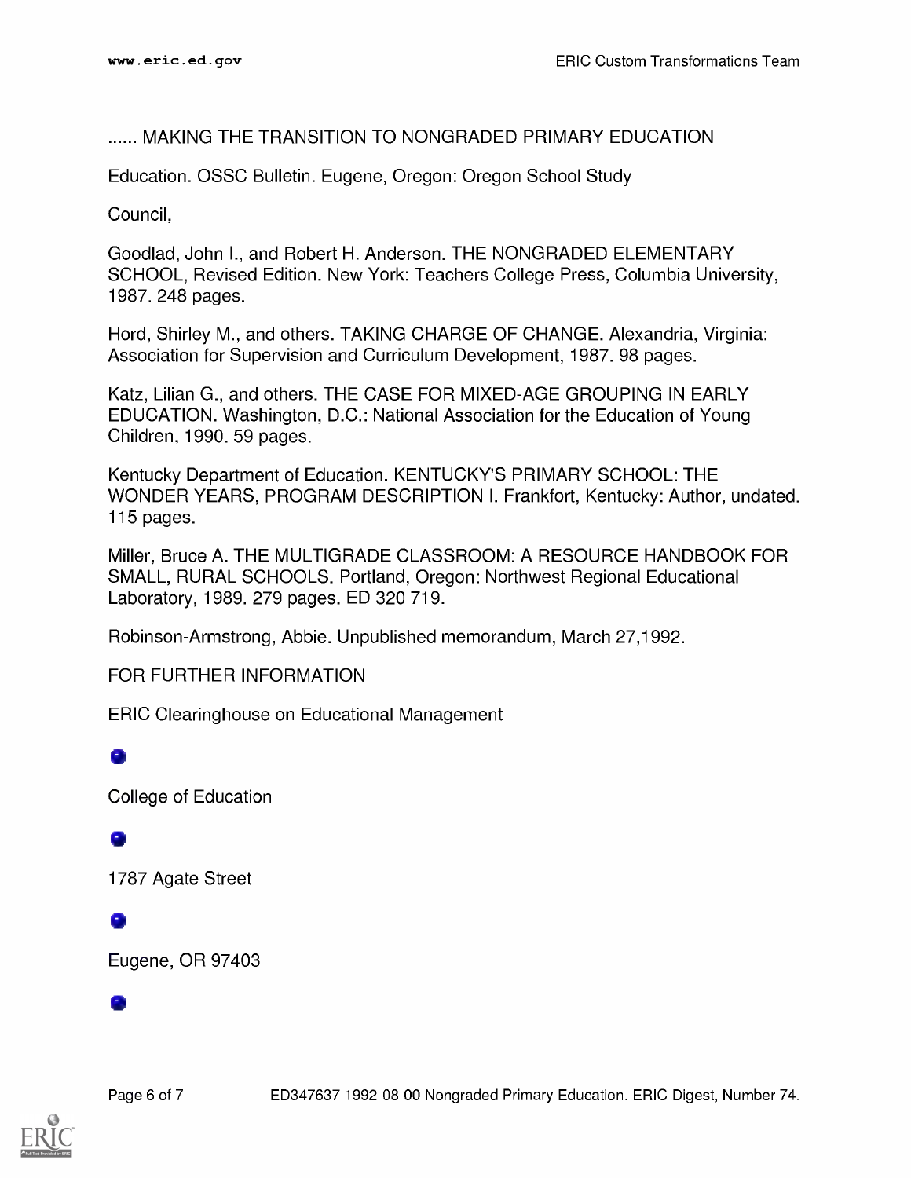...... MAKING THE TRANSITION TO NONGRADED PRIMARY EDUCATION

Education. OSSC Bulletin. Eugene, Oregon: Oregon School Study

Council,

Goodlad, John I., and Robert H. Anderson. THE NONGRADED ELEMENTARY SCHOOL, Revised Edition. New York: Teachers College Press, Columbia University, 1987. 248 pages.

Hord, Shirley M., and others. TAKING CHARGE OF CHANGE. Alexandria, Virginia: Association for Supervision and Curriculum Development, 1987. 98 pages.

Katz, Lilian G., and others. THE CASE FOR MIXED-AGE GROUPING IN EARLY EDUCATION. Washington, D.C.: National Association for the Education of Young Children, 1990. 59 pages.

Kentucky Department of Education. KENTUCKY'S PRIMARY SCHOOL: THE WONDER YEARS, PROGRAM DESCRIPTION I. Frankfort, Kentucky: Author, undated. 115 pages.

Miller, Bruce A. THE MULTIGRADE CLASSROOM: A RESOURCE HANDBOOK FOR SMALL, RURAL SCHOOLS. Portland, Oregon: Northwest Regional Educational Laboratory, 1989. 279 pages. ED 320 719.

Robinson-Armstrong, Abbie. Unpublished memorandum, March 27,1992.

FOR FURTHER INFORMATION

ERIC Clearinghouse on Educational Management

- College of Education
- 1787 Agate Street
- Eugene, OR 97403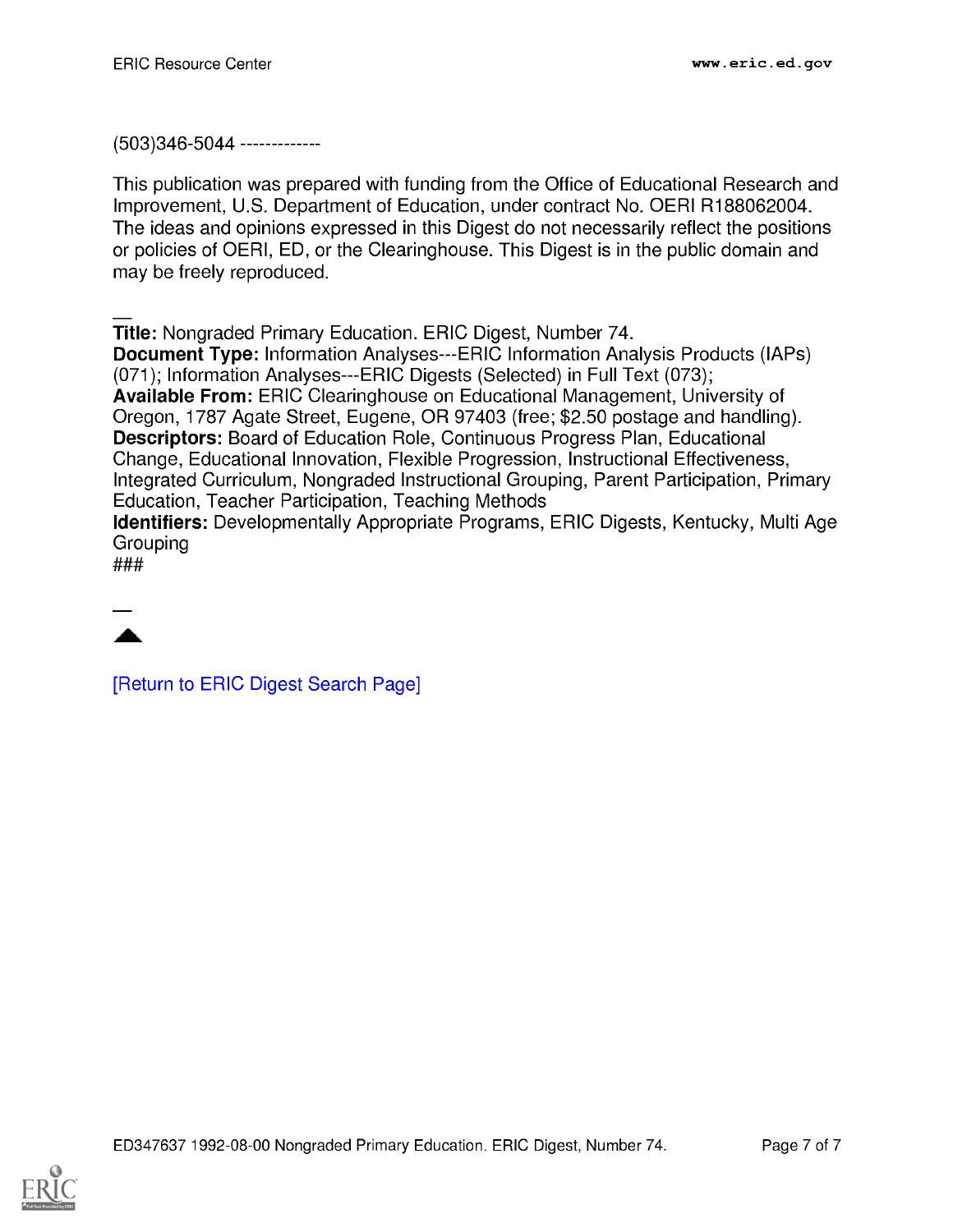(503)346-5044 -------------

This publication was prepared with funding from the Office of Educational Research and Improvement, U.S. Department of Education, under contract No. OERI R188062004. The ideas and opinions expressed in this Digest do not necessarily reflect the positions or policies of OERI, ED, or the Clearinghouse. This Digest is in the public domain and may be freely reproduced.

---

**Title:** Nongraded Primary Education. ERIC Digest, Number 74.
**Document Type:** Information Analyses---ERIC Information Analysis Products (IAPs) (071); Information Analyses---ERIC Digests (Selected) in Full Text (073);
**Available From:** ERIC Clearinghouse on Educational Management, University of Oregon, 1787 Agate Street, Eugene, OR 97403 (free; $2.50 postage and handling).
**Descriptors:** Board of Education Role, Continuous Progress Plan, Educational Change, Educational Innovation, Flexible Progression, Instructional Effectiveness, Integrated Curriculum, Nongraded Instructional Grouping, Parent Participation, Primary Education, Teacher Participation, Teaching Methods
**Identifiers:** Developmentally Appropriate Programs, ERIC Digests, Kentucky, Multi Age Grouping
###

---

[Return to ERIC Digest Search Page]